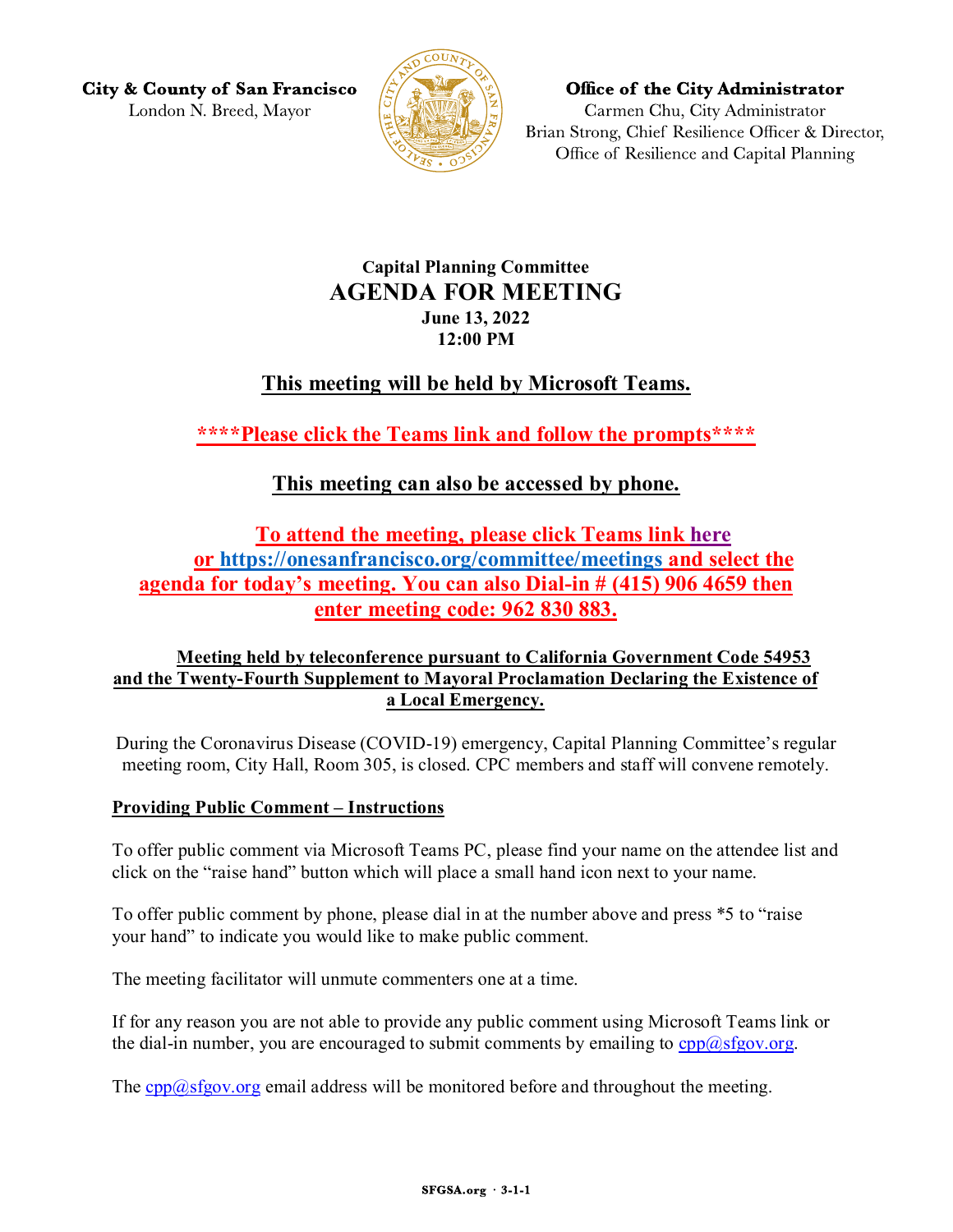**City & County of San Francisco**
London N. Breed, Mayor

**Office of the City Administrator**
Carmen Chu, City Administrator
Brian Strong, Chief Resilience Officer & Director,
Office of Resilience and Capital Planning

**Capital Planning Committee**

# AGENDA FOR MEETING

**June 13, 2022**
**12:00 PM**

## This meeting will be held by Microsoft Teams.

**\*\*\*\*Please click the Teams link and follow the prompts\*\*\*\***

## This meeting can also be accessed by phone.

**To attend the meeting, please click Teams link here or https://onesanfrancisco.org/committee/meetings and select the agenda for today's meeting. You can also Dial-in # (415) 906 4659 then enter meeting code: 962 830 883.**

**Meeting held by teleconference pursuant to California Government Code 54953 and the Twenty-Fourth Supplement to Mayoral Proclamation Declaring the Existence of a Local Emergency.**

During the Coronavirus Disease (COVID-19) emergency, Capital Planning Committee's regular meeting room, City Hall, Room 305, is closed. CPC members and staff will convene remotely.

**Providing Public Comment – Instructions**

To offer public comment via Microsoft Teams PC, please find your name on the attendee list and click on the "raise hand" button which will place a small hand icon next to your name.

To offer public comment by phone, please dial in at the number above and press *5 to "raise your hand" to indicate you would like to make public comment.

The meeting facilitator will unmute commenters one at a time.

If for any reason you are not able to provide any public comment using Microsoft Teams link or the dial-in number, you are encouraged to submit comments by emailing to cpp@sfgov.org.

The cpp@sfgov.org email address will be monitored before and throughout the meeting.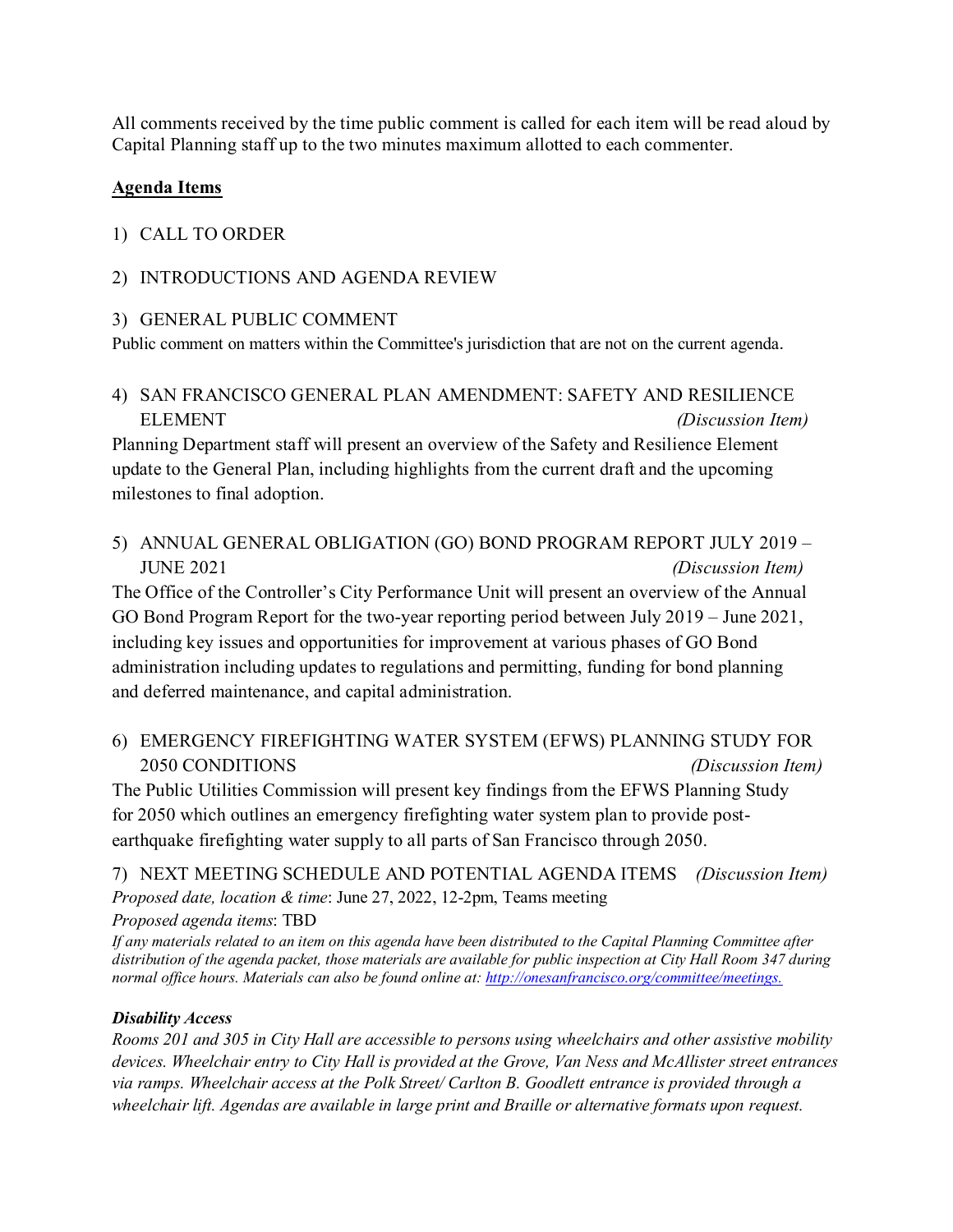All comments received by the time public comment is called for each item will be read aloud by Capital Planning staff up to the two minutes maximum allotted to each commenter.

**Agenda Items**

1) CALL TO ORDER

2) INTRODUCTIONS AND AGENDA REVIEW

3) GENERAL PUBLIC COMMENT

Public comment on matters within the Committee's jurisdiction that are not on the current agenda.

4) SAN FRANCISCO GENERAL PLAN AMENDMENT: SAFETY AND RESILIENCE ELEMENT *(Discussion Item)*

Planning Department staff will present an overview of the Safety and Resilience Element update to the General Plan, including highlights from the current draft and the upcoming milestones to final adoption.

5) ANNUAL GENERAL OBLIGATION (GO) BOND PROGRAM REPORT JULY 2019 – JUNE 2021 *(Discussion Item)*

The Office of the Controller's City Performance Unit will present an overview of the Annual GO Bond Program Report for the two-year reporting period between July 2019 – June 2021, including key issues and opportunities for improvement at various phases of GO Bond administration including updates to regulations and permitting, funding for bond planning and deferred maintenance, and capital administration.

6) EMERGENCY FIREFIGHTING WATER SYSTEM (EFWS) PLANNING STUDY FOR 2050 CONDITIONS *(Discussion Item)*

The Public Utilities Commission will present key findings from the EFWS Planning Study for 2050 which outlines an emergency firefighting water system plan to provide post-earthquake firefighting water supply to all parts of San Francisco through 2050.

7) NEXT MEETING SCHEDULE AND POTENTIAL AGENDA ITEMS *(Discussion Item)*

*Proposed date, location & time*: June 27, 2022, 12-2pm, Teams meeting

*Proposed agenda items*: TBD

*If any materials related to an item on this agenda have been distributed to the Capital Planning Committee after distribution of the agenda packet, those materials are available for public inspection at City Hall Room 347 during normal office hours. Materials can also be found online at: [http://onesanfrancisco.org/committee/meetings.](http://onesanfrancisco.org/committee/meetings)*

***Disability Access***

*Rooms 201 and 305 in City Hall are accessible to persons using wheelchairs and other assistive mobility devices. Wheelchair entry to City Hall is provided at the Grove, Van Ness and McAllister street entrances via ramps. Wheelchair access at the Polk Street/ Carlton B. Goodlett entrance is provided through a wheelchair lift. Agendas are available in large print and Braille or alternative formats upon request.*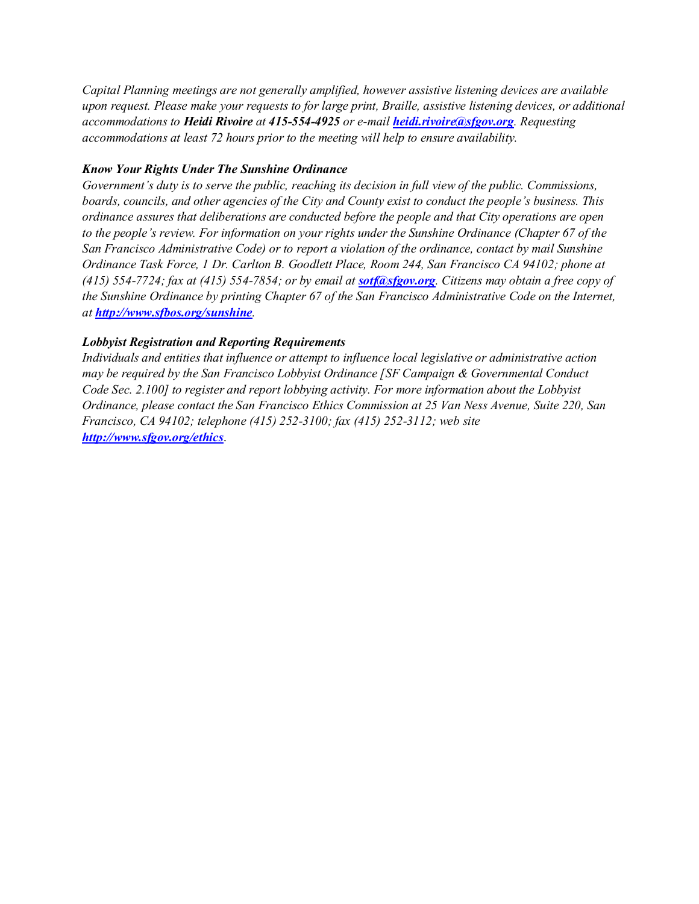*Capital Planning meetings are not generally amplified, however assistive listening devices are available upon request. Please make your requests to for large print, Braille, assistive listening devices, or additional accommodations to* ***Heidi Rivoire*** *at* ***415-554-4925*** *or e-mail* ***heidi.rivoire@sfgov.org****. Requesting accommodations at least 72 hours prior to the meeting will help to ensure availability.*

***Know Your Rights Under The Sunshine Ordinance***

*Government's duty is to serve the public, reaching its decision in full view of the public. Commissions, boards, councils, and other agencies of the City and County exist to conduct the people's business. This ordinance assures that deliberations are conducted before the people and that City operations are open to the people's review. For information on your rights under the Sunshine Ordinance (Chapter 67 of the San Francisco Administrative Code) or to report a violation of the ordinance, contact by mail Sunshine Ordinance Task Force, 1 Dr. Carlton B. Goodlett Place, Room 244, San Francisco CA 94102; phone at (415) 554-7724; fax at (415) 554-7854; or by email at* ***sotf@sfgov.org****. Citizens may obtain a free copy of the Sunshine Ordinance by printing Chapter 67 of the San Francisco Administrative Code on the Internet, at* ***http://www.sfbos.org/sunshine****.*

***Lobbyist Registration and Reporting Requirements***

*Individuals and entities that influence or attempt to influence local legislative or administrative action may be required by the San Francisco Lobbyist Ordinance [SF Campaign & Governmental Conduct Code Sec. 2.100] to register and report lobbying activity. For more information about the Lobbyist Ordinance, please contact the San Francisco Ethics Commission at 25 Van Ness Avenue, Suite 220, San Francisco, CA 94102; telephone (415) 252-3100; fax (415) 252-3112; web site* ***http://www.sfgov.org/ethics****.*